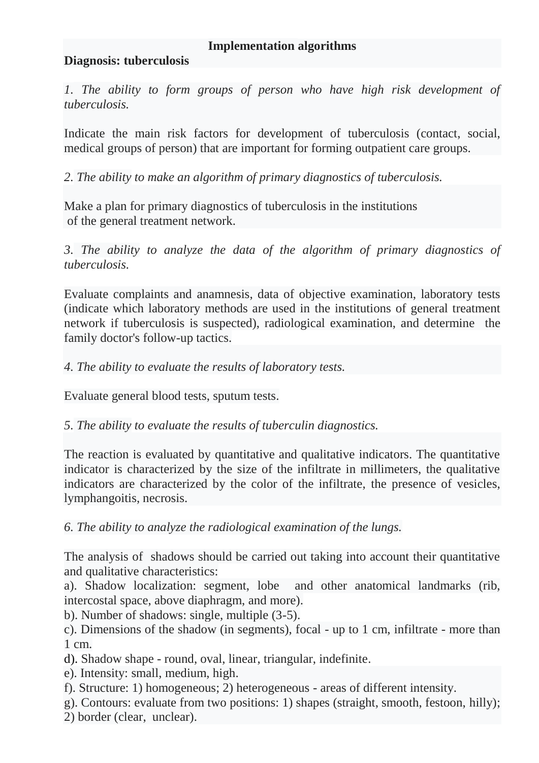**Implementation algorithms**

**Diagnosis: tuberculosis**

*1. The ability to form groups of person who have high risk development of tuberculosis.*

Indicate the main risk factors for development of tuberculosis (contact, social, medical groups of person) that are important for forming outpatient care groups.

*2. The ability to make an algorithm of primary diagnostics of tuberculosis.*

Make a plan for primary diagnostics of tuberculosis in the institutions of the general treatment network.

*3. The ability to analyze the data of the algorithm of primary diagnostics of tuberculosis.*

Evaluate complaints and anamnesis, data of objective examination, laboratory tests (indicate which laboratory methods are used in the institutions of general treatment network if tuberculosis is suspected), radiological examination, and determine the family doctor's follow-up tactics.

*4. The ability to evaluate the results of laboratory tests.*

Evaluate general blood tests, sputum tests.

*5. The ability to evaluate the results of tuberculin diagnostics.*

The reaction is evaluated by quantitative and qualitative indicators. The quantitative indicator is characterized by the size of the infiltrate in millimeters, the qualitative indicators are characterized by the color of the infiltrate, the presence of vesicles, lymphangoitis, necrosis.

*6. The ability to analyze the radiological examination of the lungs.*

The analysis of shadows should be carried out taking into account their quantitative and qualitative characteristics:

a). Shadow localization: segment, lobe and other anatomical landmarks (rib, intercostal space, above diaphragm, and more).

b). Number of shadows: single, multiple (3-5).

c). Dimensions of the shadow (in segments), focal - up to 1 cm, infiltrate - more than 1 cm.

d). Shadow shape - round, oval, linear, triangular, indefinite.

e). Intensity: small, medium, high.

f). Structure: 1) homogeneous; 2) heterogeneous - areas of different intensity.

g). Contours: evaluate from two positions: 1) shapes (straight, smooth, festoon, hilly); 2) border (clear, unclear).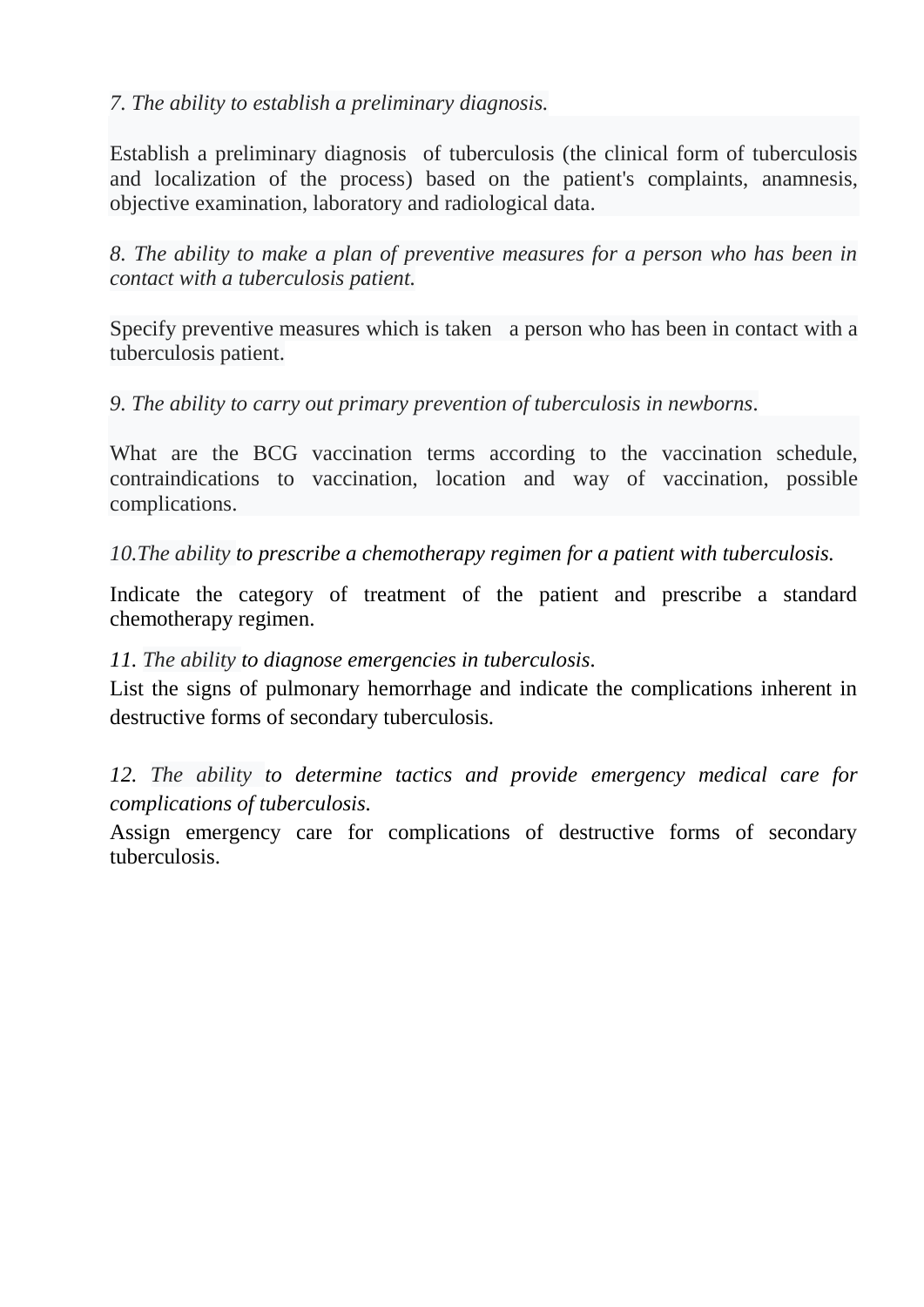*7. The ability to establish a preliminary diagnosis.*

Establish a preliminary diagnosis of tuberculosis (the clinical form of tuberculosis and localization of the process) based on the patient's complaints, anamnesis, objective examination, laboratory and radiological data.

*8. The ability to make a plan of preventive measures for a person who has been in contact with a tuberculosis patient.*

Specify preventive measures which is taken a person who has been in contact with a tuberculosis patient.

*9. The ability to carry out primary prevention of tuberculosis in newborns.*

What are the BCG vaccination terms according to the vaccination schedule, contraindications to vaccination, location and way of vaccination, possible complications.

*10.The ability to prescribe a chemotherapy regimen for a patient with tuberculosis.*

Indicate the category of treatment of the patient and prescribe a standard chemotherapy regimen.

*11. The ability to diagnose emergencies in tuberculosis.*

List the signs of pulmonary hemorrhage and indicate the complications inherent in destructive forms of secondary tuberculosis.

*12. The ability to determine tactics and provide emergency medical care for complications of tuberculosis.*

Assign emergency care for complications of destructive forms of secondary tuberculosis.